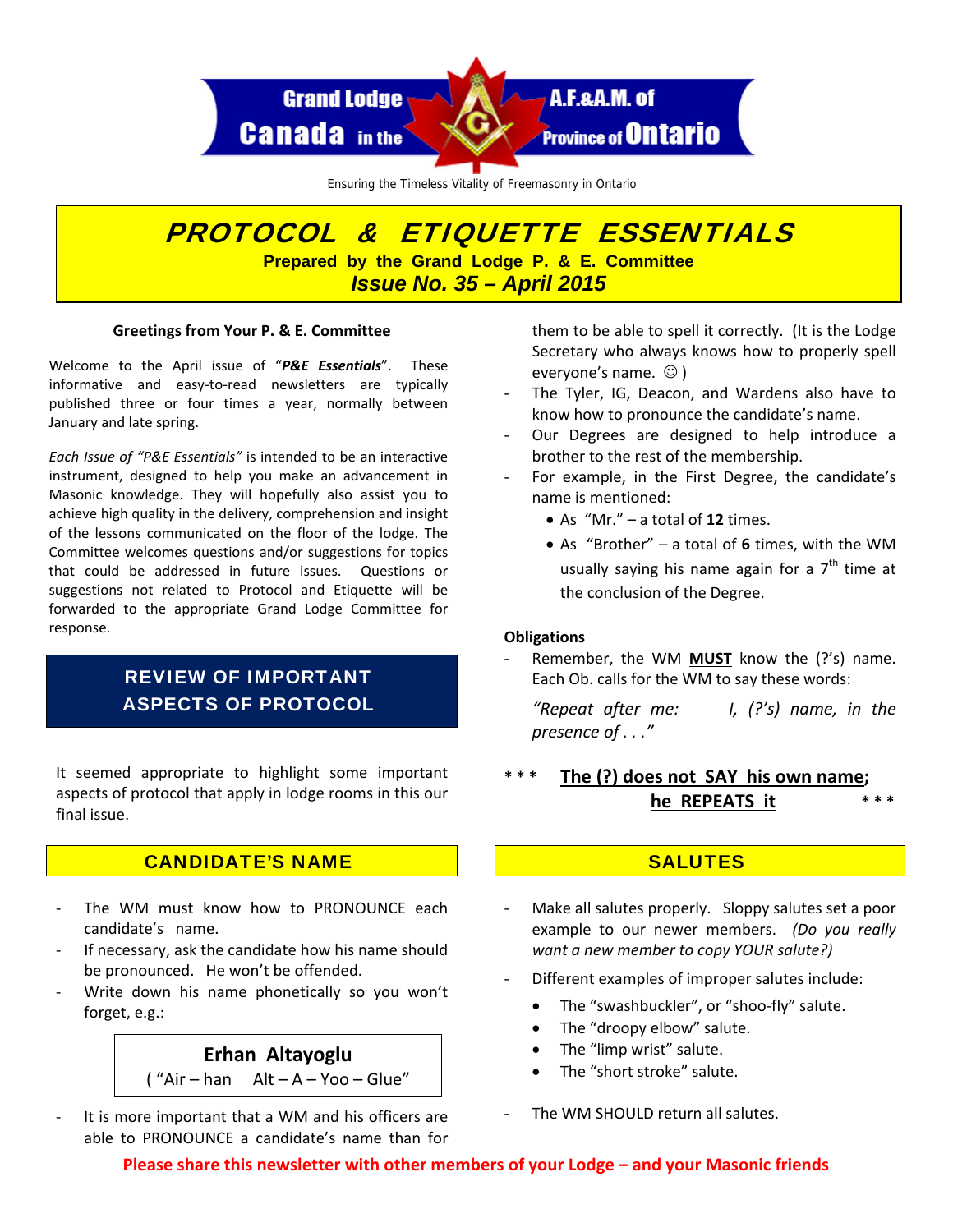Grand Lodge A.F.&A.M. of Canada in the Province of Ontario

Ensuring the Timeless Vitality of Freemasonry in Ontario

# PROTOCOL & ETIQUETTE ESSENTIALS

**Prepared by the Grand Lodge P. & E. Committee**

***Issue No. 35 – April 2015***

### Greetings from Your P. & E. Committee

Welcome to the April issue of "***P&E Essentials***". These informative and easy-to-read newsletters are typically published three or four times a year, normally between January and late spring.

*Each Issue of "P&E Essentials"* is intended to be an interactive instrument, designed to help you make an advancement in Masonic knowledge. They will hopefully also assist you to achieve high quality in the delivery, comprehension and insight of the lessons communicated on the floor of the lodge. The Committee welcomes questions and/or suggestions for topics that could be addressed in future issues. Questions or suggestions not related to Protocol and Etiquette will be forwarded to the appropriate Grand Lodge Committee for response.

## REVIEW OF IMPORTANT ASPECTS OF PROTOCOL

It seemed appropriate to highlight some important aspects of protocol that apply in lodge rooms in this our final issue.

## CANDIDATE'S NAME

- The WM must know how to PRONOUNCE each candidate's name.
- If necessary, ask the candidate how his name should be pronounced. He won't be offended.
- Write down his name phonetically so you won't forget, e.g.:

> **Erhan Altayoglu**
> ( "Air – han Alt – A – Yoo – Glue"

- It is more important that a WM and his officers are able to PRONOUNCE a candidate's name than for them to be able to spell it correctly. (It is the Lodge Secretary who always knows how to properly spell everyone's name. ☺ )
- The Tyler, IG, Deacon, and Wardens also have to know how to pronounce the candidate's name.
- Our Degrees are designed to help introduce a brother to the rest of the membership.
- For example, in the First Degree, the candidate's name is mentioned:
  - As "Mr." – a total of **12** times.
  - As "Brother" – a total of **6** times, with the WM usually saying his name again for a 7th time at the conclusion of the Degree.

### Obligations

- Remember, the WM **MUST** know the (?'s) name. Each Ob. calls for the WM to say these words:

  *"Repeat after me: I, (?'s) name, in the presence of . . ."*

\*\*\* **The (?) does not SAY his own name; he REPEATS it** \*\*\*

## SALUTES

- Make all salutes properly. Sloppy salutes set a poor example to our newer members. *(Do you really want a new member to copy YOUR salute?)*
- Different examples of improper salutes include:
  - The "swashbuckler", or "shoo-fly" salute.
  - The "droopy elbow" salute.
  - The "limp wrist" salute.
  - The "short stroke" salute.
- The WM SHOULD return all salutes.

**Please share this newsletter with other members of your Lodge – and your Masonic friends**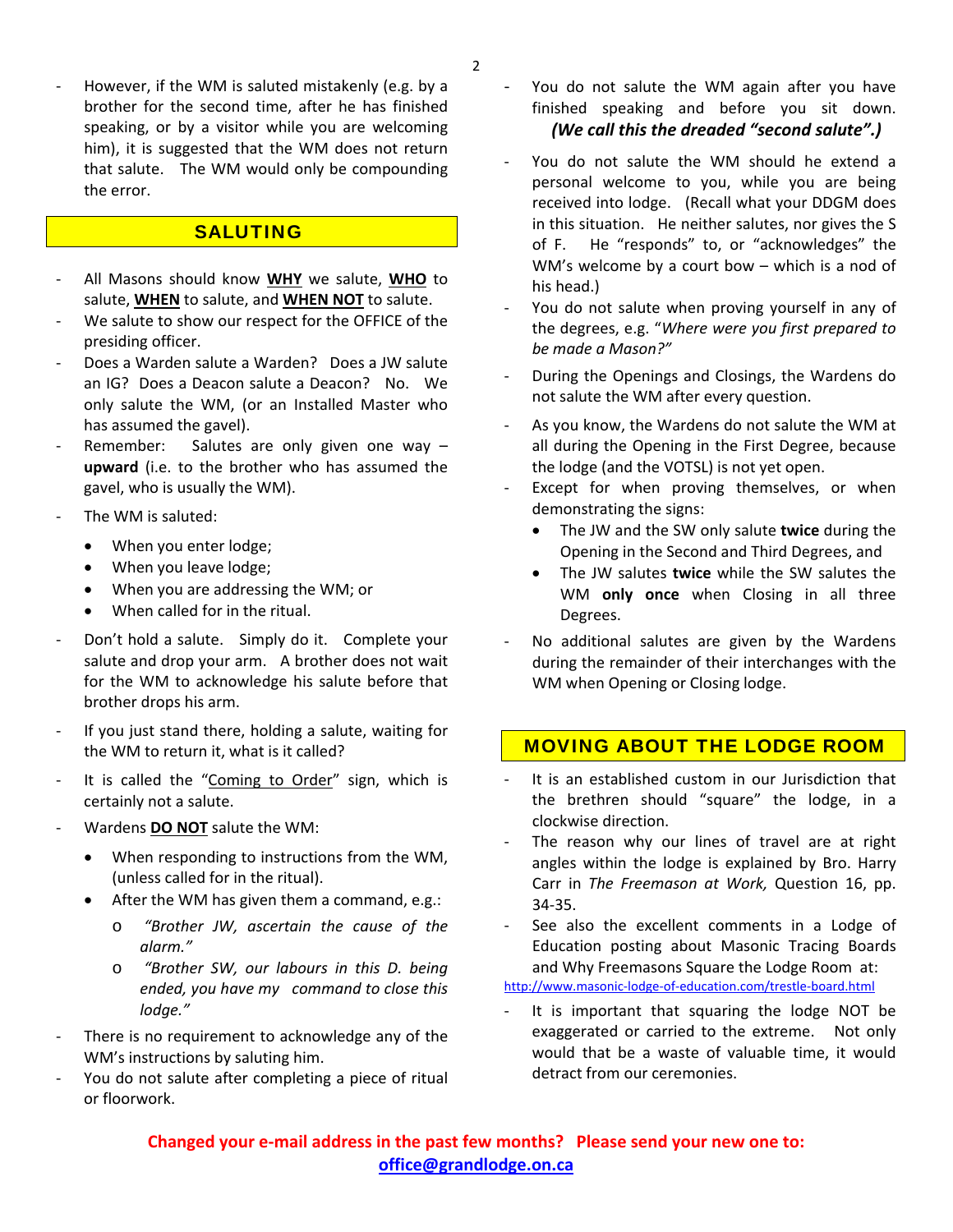- However, if the WM is saluted mistakenly (e.g. by a brother for the second time, after he has finished speaking, or by a visitor while you are welcoming him), it is suggested that the WM does not return that salute. The WM would only be compounding the error.

## SALUTING

- All Masons should know **WHY** we salute, **WHO** to salute, **WHEN** to salute, and **WHEN NOT** to salute.
- We salute to show our respect for the OFFICE of the presiding officer.
- Does a Warden salute a Warden? Does a JW salute an IG? Does a Deacon salute a Deacon? No. We only salute the WM, (or an Installed Master who has assumed the gavel).
- Remember: Salutes are only given one way – **upward** (i.e. to the brother who has assumed the gavel, who is usually the WM).
- The WM is saluted:
  - When you enter lodge;
  - When you leave lodge;
  - When you are addressing the WM; or
  - When called for in the ritual.
- Don't hold a salute. Simply do it. Complete your salute and drop your arm. A brother does not wait for the WM to acknowledge his salute before that brother drops his arm.
- If you just stand there, holding a salute, waiting for the WM to return it, what is it called?
- It is called the "Coming to Order" sign, which is certainly not a salute.
- Wardens **DO NOT** salute the WM:
  - When responding to instructions from the WM, (unless called for in the ritual).
  - After the WM has given them a command, e.g.:
    - *"Brother JW, ascertain the cause of the alarm."*
    - *"Brother SW, our labours in this D. being ended, you have my command to close this lodge."*
- There is no requirement to acknowledge any of the WM's instructions by saluting him.
- You do not salute after completing a piece of ritual or floorwork.
- You do not salute the WM again after you have finished speaking and before you sit down. ***(We call this the dreaded "second salute".)***
- You do not salute the WM should he extend a personal welcome to you, while you are being received into lodge. (Recall what your DDGM does in this situation. He neither salutes, nor gives the S of F. He "responds" to, or "acknowledges" the WM's welcome by a court bow – which is a nod of his head.)
- You do not salute when proving yourself in any of the degrees, e.g. "*Where were you first prepared to be made a Mason?"*
- During the Openings and Closings, the Wardens do not salute the WM after every question.
- As you know, the Wardens do not salute the WM at all during the Opening in the First Degree, because the lodge (and the VOTSL) is not yet open.
- Except for when proving themselves, or when demonstrating the signs:
  - The JW and the SW only salute **twice** during the Opening in the Second and Third Degrees, and
  - The JW salutes **twice** while the SW salutes the WM **only once** when Closing in all three Degrees.
- No additional salutes are given by the Wardens during the remainder of their interchanges with the WM when Opening or Closing lodge.

## MOVING ABOUT THE LODGE ROOM

- It is an established custom in our Jurisdiction that the brethren should "square" the lodge, in a clockwise direction.
- The reason why our lines of travel are at right angles within the lodge is explained by Bro. Harry Carr in *The Freemason at Work,* Question 16, pp. 34-35.
- See also the excellent comments in a Lodge of Education posting about Masonic Tracing Boards and Why Freemasons Square the Lodge Room at: http://www.masonic-lodge-of-education.com/trestle-board.html
- It is important that squaring the lodge NOT be exaggerated or carried to the extreme. Not only would that be a waste of valuable time, it would detract from our ceremonies.

**Changed your e-mail address in the past few months? Please send your new one to: office@grandlodge.on.ca**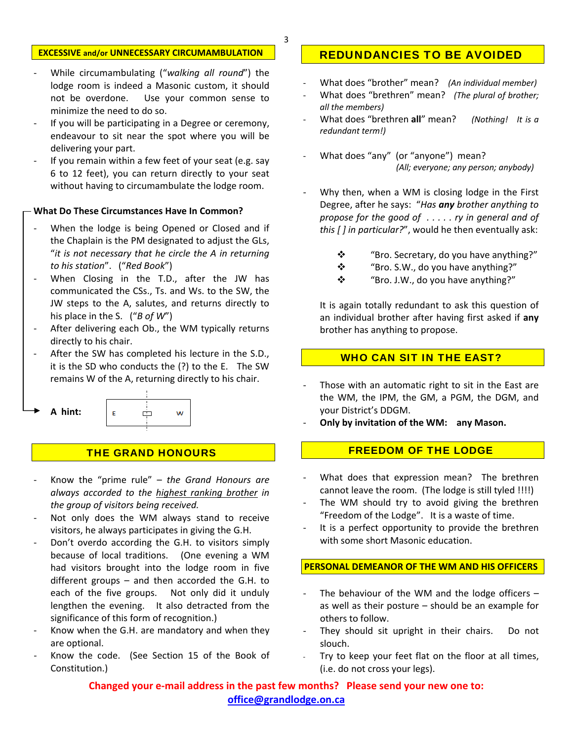## EXCESSIVE and/or UNNECESSARY CIRCUMAMBULATION

- While circumambulating ("*walking all round*") the lodge room is indeed a Masonic custom, it should not be overdone. Use your common sense to minimize the need to do so.
- If you will be participating in a Degree or ceremony, endeavour to sit near the spot where you will be delivering your part.
- If you remain within a few feet of your seat (e.g. say 6 to 12 feet), you can return directly to your seat without having to circumambulate the lodge room.

**What Do These Circumstances Have In Common?**

- When the lodge is being Opened or Closed and if the Chaplain is the PM designated to adjust the GLs, "*it is not necessary that he circle the A in returning to his station*". ("*Red Book*")
- When Closing in the T.D., after the JW has communicated the CSs., Ts. and Ws. to the SW, the JW steps to the A, salutes, and returns directly to his place in the S. ("*B of W*")
- After delivering each Ob., the WM typically returns directly to his chair.
- After the SW has completed his lecture in the S.D., it is the SD who conducts the (?) to the E. The SW remains W of the A, returning directly to his chair.

**A hint:**

E W

## THE GRAND HONOURS

- Know the "prime rule" – *the Grand Honours are always accorded to the highest ranking brother in the group of visitors being received.*
- Not only does the WM always stand to receive visitors, he always participates in giving the G.H.
- Don't overdo according the G.H. to visitors simply because of local traditions. (One evening a WM had visitors brought into the lodge room in five different groups – and then accorded the G.H. to each of the five groups. Not only did it unduly lengthen the evening. It also detracted from the significance of this form of recognition.)
- Know when the G.H. are mandatory and when they are optional.
- Know the code. (See Section 15 of the Book of Constitution.)

## REDUNDANCIES TO BE AVOIDED

- What does "brother" mean? *(An individual member)*
- What does "brethren" mean? *(The plural of brother; all the members)*
- What does "brethren **all**" mean? *(Nothing! It is a redundant term!)*

- What does "any" (or "anyone") mean? *(All; everyone; any person; anybody)*

- Why then, when a WM is closing lodge in the First Degree, after he says: "*Has **any** brother anything to propose for the good of . . . . . ry in general and of this [ ] in particular?*", would he then eventually ask:

  - "Bro. Secretary, do you have anything?"
  - "Bro. S.W., do you have anything?"
  - "Bro. J.W., do you have anything?"

  It is again totally redundant to ask this question of an individual brother after having first asked if **any** brother has anything to propose.

## WHO CAN SIT IN THE EAST?

- Those with an automatic right to sit in the East are the WM, the IPM, the GM, a PGM, the DGM, and your District's DDGM.
- **Only by invitation of the WM: any Mason.**

## FREEDOM OF THE LODGE

- What does that expression mean? The brethren cannot leave the room. (The lodge is still tyled !!!!)
- The WM should try to avoid giving the brethren "Freedom of the Lodge". It is a waste of time.
- It is a perfect opportunity to provide the brethren with some short Masonic education.

## PERSONAL DEMEANOR OF THE WM AND HIS OFFICERS

- The behaviour of the WM and the lodge officers – as well as their posture – should be an example for others to follow.
- They should sit upright in their chairs. Do not slouch.
- Try to keep your feet flat on the floor at all times, (i.e. do not cross your legs).

**Changed your e-mail address in the past few months? Please send your new one to: office@grandlodge.on.ca**